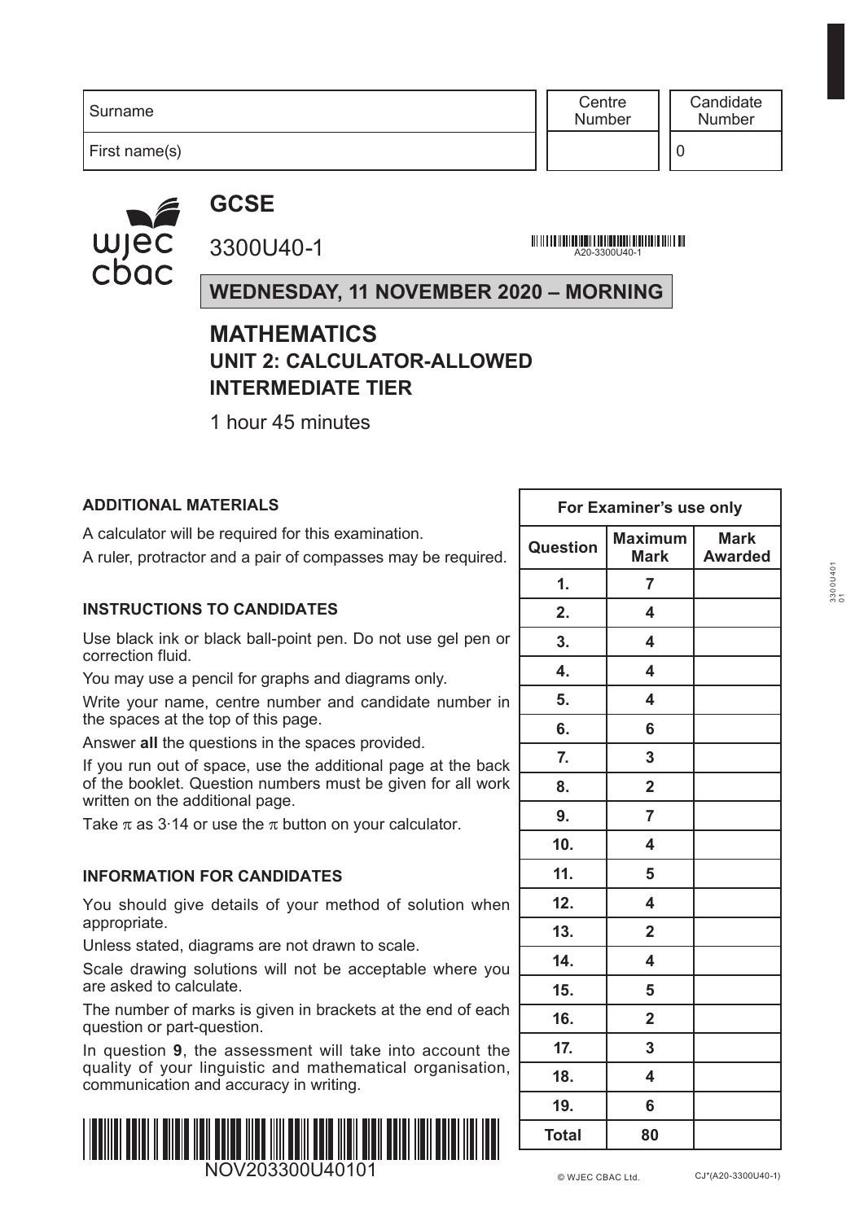| Surname | Centre Number | Candidate Number |
|---|---|---|
| First name(s) | | 0 |

# GCSE

3300U40-1

A20-3300U40-1

**WEDNESDAY, 11 NOVEMBER 2020 – MORNING**

## MATHEMATICS
## UNIT 2: CALCULATOR-ALLOWED
## INTERMEDIATE TIER

1 hour 45 minutes

**ADDITIONAL MATERIALS**

A calculator will be required for this examination.

A ruler, protractor and a pair of compasses may be required.

**INSTRUCTIONS TO CANDIDATES**

Use black ink or black ball-point pen. Do not use gel pen or correction fluid.

You may use a pencil for graphs and diagrams only.

Write your name, centre number and candidate number in the spaces at the top of this page.

Answer **all** the questions in the spaces provided.

If you run out of space, use the additional page at the back of the booklet. Question numbers must be given for all work written on the additional page.

Take $\pi$ as 3·14 or use the $\pi$ button on your calculator.

**INFORMATION FOR CANDIDATES**

You should give details of your method of solution when appropriate.

Unless stated, diagrams are not drawn to scale.

Scale drawing solutions will not be acceptable where you are asked to calculate.

The number of marks is given in brackets at the end of each question or part-question.

In question **9**, the assessment will take into account the quality of your linguistic and mathematical organisation, communication and accuracy in writing.

| For Examiner's use only | | |
|---|---|---|
| **Question** | **Maximum Mark** | **Mark Awarded** |
| **1.** | **7** | |
| **2.** | **4** | |
| **3.** | **4** | |
| **4.** | **4** | |
| **5.** | **4** | |
| **6.** | **6** | |
| **7.** | **3** | |
| **8.** | **2** | |
| **9.** | **7** | |
| **10.** | **4** | |
| **11.** | **5** | |
| **12.** | **4** | |
| **13.** | **2** | |
| **14.** | **4** | |
| **15.** | **5** | |
| **16.** | **2** | |
| **17.** | **3** | |
| **18.** | **4** | |
| **19.** | **6** | |
| **Total** | **80** | |

NOV203300U40101

© WJEC CBAC Ltd. CJ*(A20-3300U40-1)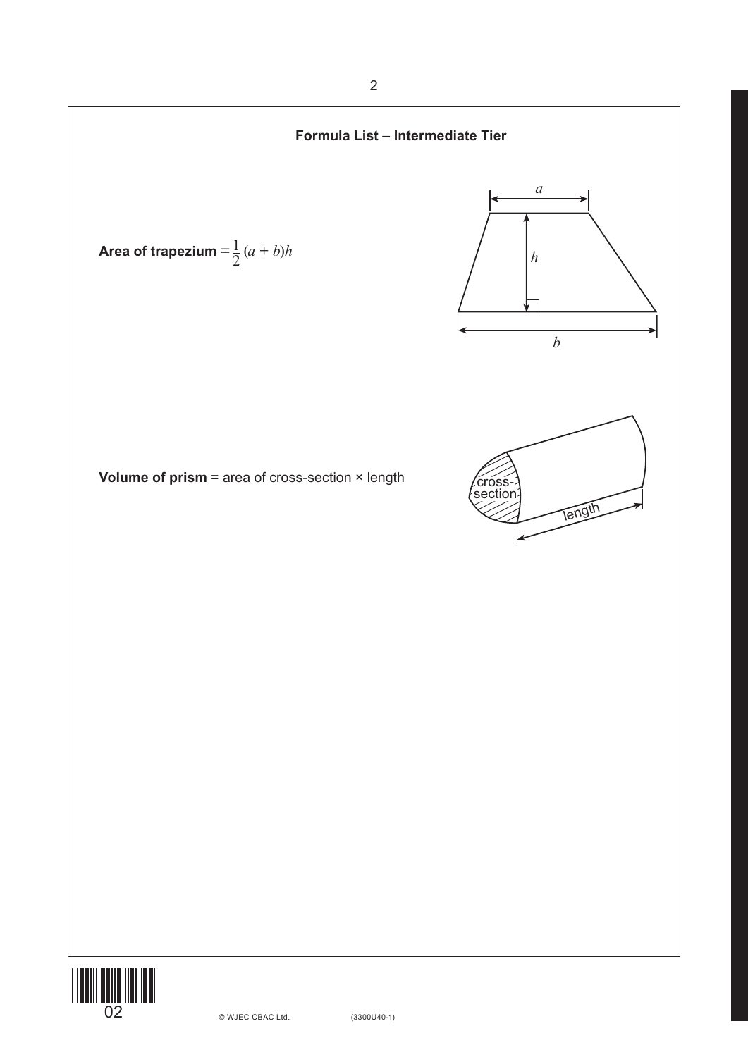## Formula List – Intermediate Tier

**Area of trapezium** $= \frac{1}{2}(a + b)h$

**Volume of prism** = area of cross-section × length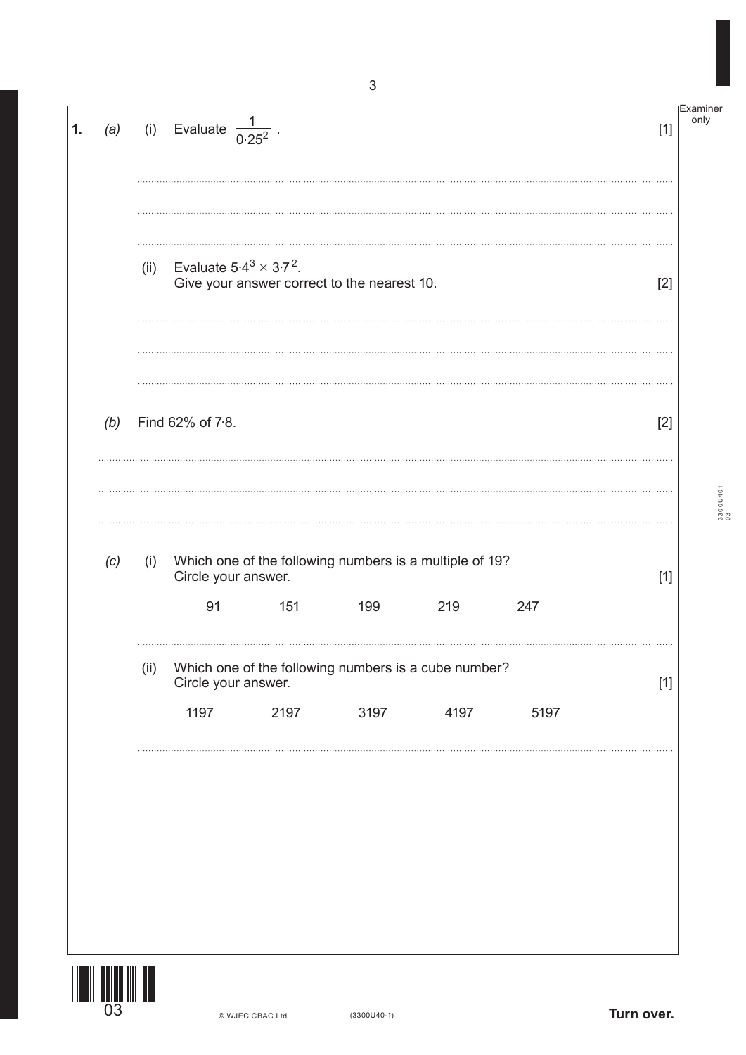**1.** *(a)* (i) Evaluate $\frac{1}{0 \cdot 25^2}$. [1]

(ii) Evaluate $5 \cdot 4^3 \times 3 \cdot 7^2$.
Give your answer correct to the nearest 10. [2]

*(b)* Find 62% of 7·8. [2]

*(c)* (i) Which one of the following numbers is a multiple of 19?
Circle your answer. [1]

91 &nbsp;&nbsp;&nbsp; 151 &nbsp;&nbsp;&nbsp; 199 &nbsp;&nbsp;&nbsp; 219 &nbsp;&nbsp;&nbsp; 247

(ii) Which one of the following numbers is a cube number?
Circle your answer. [1]

1197 &nbsp;&nbsp;&nbsp; 2197 &nbsp;&nbsp;&nbsp; 3197 &nbsp;&nbsp;&nbsp; 4197 &nbsp;&nbsp;&nbsp; 5197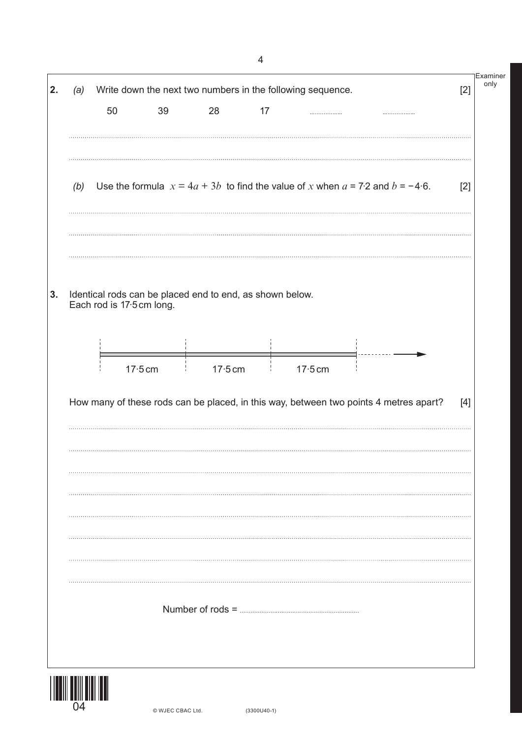**2.** *(a)* Write down the next two numbers in the following sequence. [2]

50 39 28 17 .................. ..................

*(b)* Use the formula $x = 4a + 3b$ to find the value of $x$ when $a$ = 7·2 and $b$ = −4·6. [2]

**3.** Identical rods can be placed end to end, as shown below.
Each rod is 17·5 cm long.

17·5 cm 17·5 cm 17·5 cm

How many of these rods can be placed, in this way, between two points 4 metres apart? [4]

Number of rods = ..................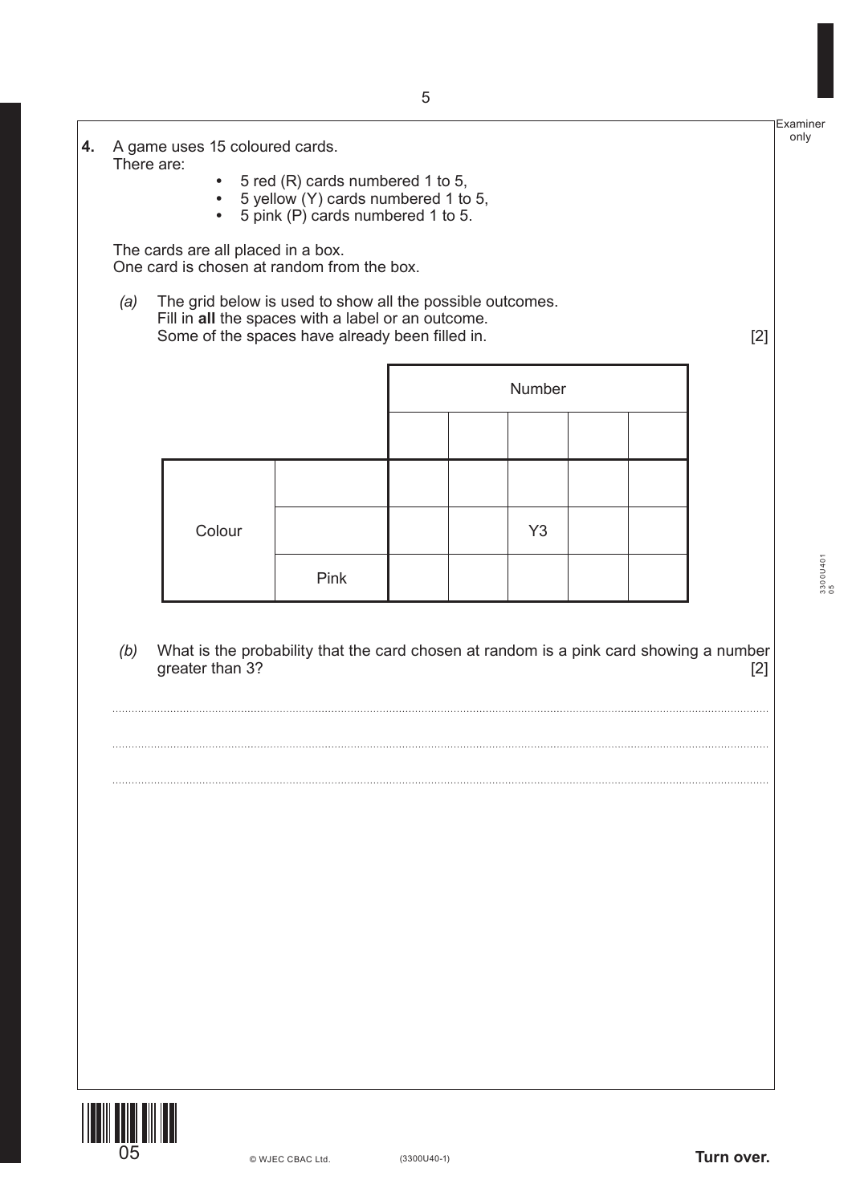**4.** A game uses 15 coloured cards.
There are:

- 5 red (R) cards numbered 1 to 5,
- 5 yellow (Y) cards numbered 1 to 5,
- 5 pink (P) cards numbered 1 to 5.

The cards are all placed in a box.
One card is chosen at random from the box.

*(a)* The grid below is used to show all the possible outcomes.
Fill in **all** the spaces with a label or an outcome.
Some of the spaces have already been filled in. [2]

| | | Number | | | | |
|---|---|---|---|---|---|---|
| | | | | | | |
| Colour | | | | | | |
| | | | | Y3 | | |
| | Pink | | | | | |

*(b)* What is the probability that the card chosen at random is a pink card showing a number greater than 3? [2]

..............................................................................................................................................................

..............................................................................................................................................................

..............................................................................................................................................................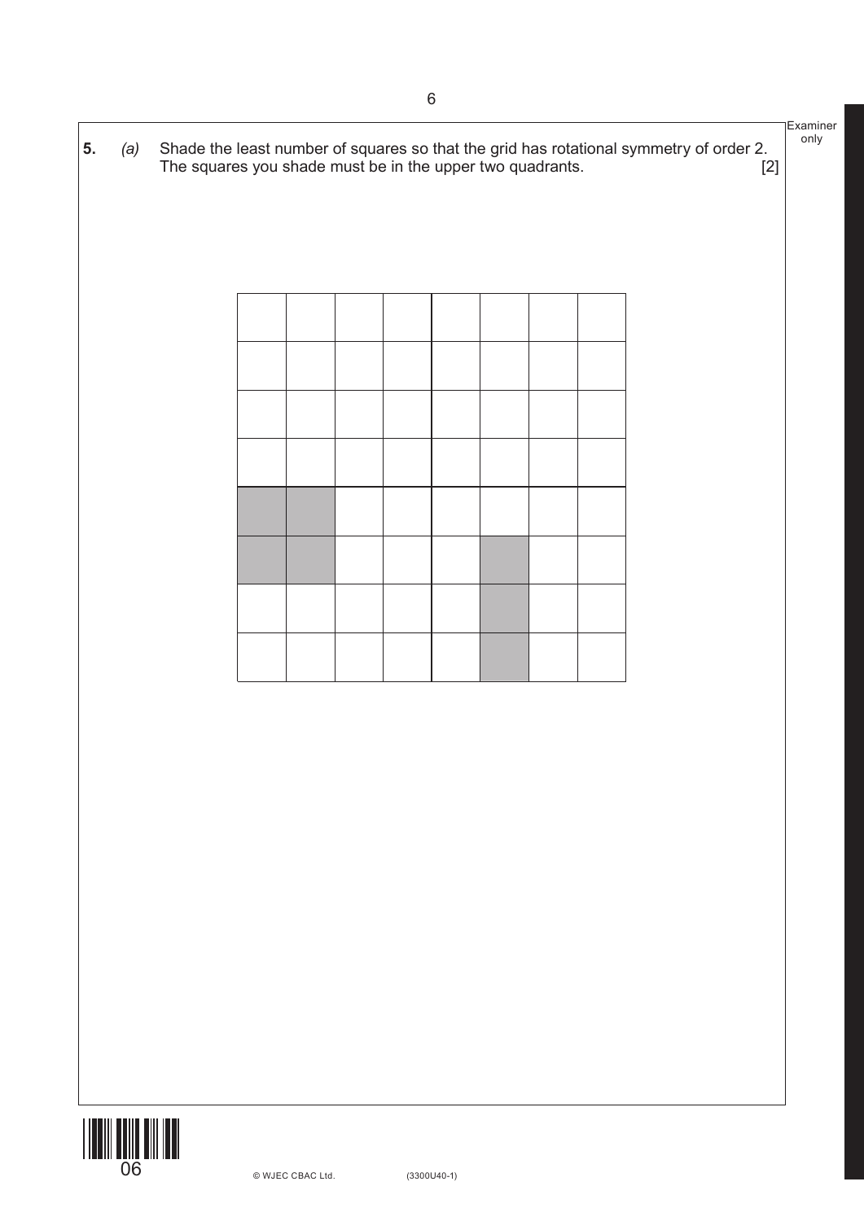**5.** *(a)* Shade the least number of squares so that the grid has rotational symmetry of order 2. The squares you shade must be in the upper two quadrants. [2]

|   |   |   |   |   |   |   |   |
|---|---|---|---|---|---|---|---|
|   |   |   |   |   |   |   |   |
|   |   |   |   |   |   |   |   |
|   |   |   |   |   |   |   |   |
|   |   |   |   |   |   |   |   |
| ■ | ■ |   |   |   |   |   |   |
| ■ | ■ |   |   |   | ■ |   |   |
|   |   |   |   |   | ■ |   |   |
|   |   |   |   |   | ■ |   |   |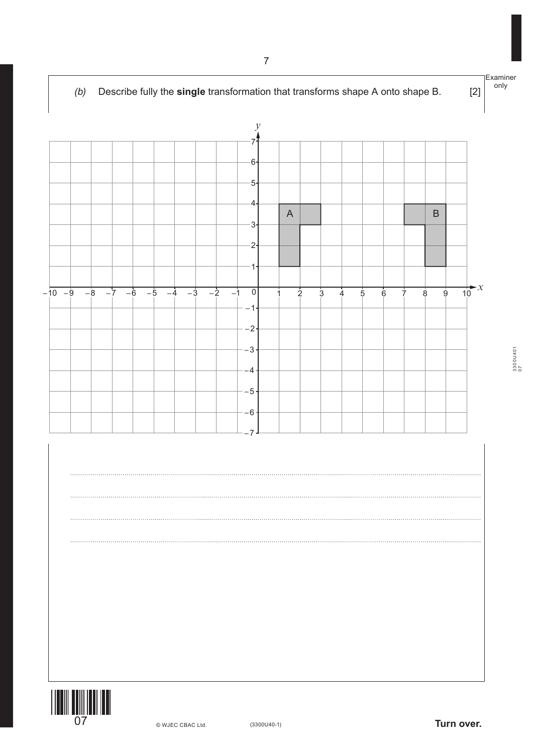*(b)* Describe fully the **single** transformation that transforms shape A onto shape B. [2]

..............................................................................................................................................................................................

..............................................................................................................................................................................................

..............................................................................................................................................................................................

..............................................................................................................................................................................................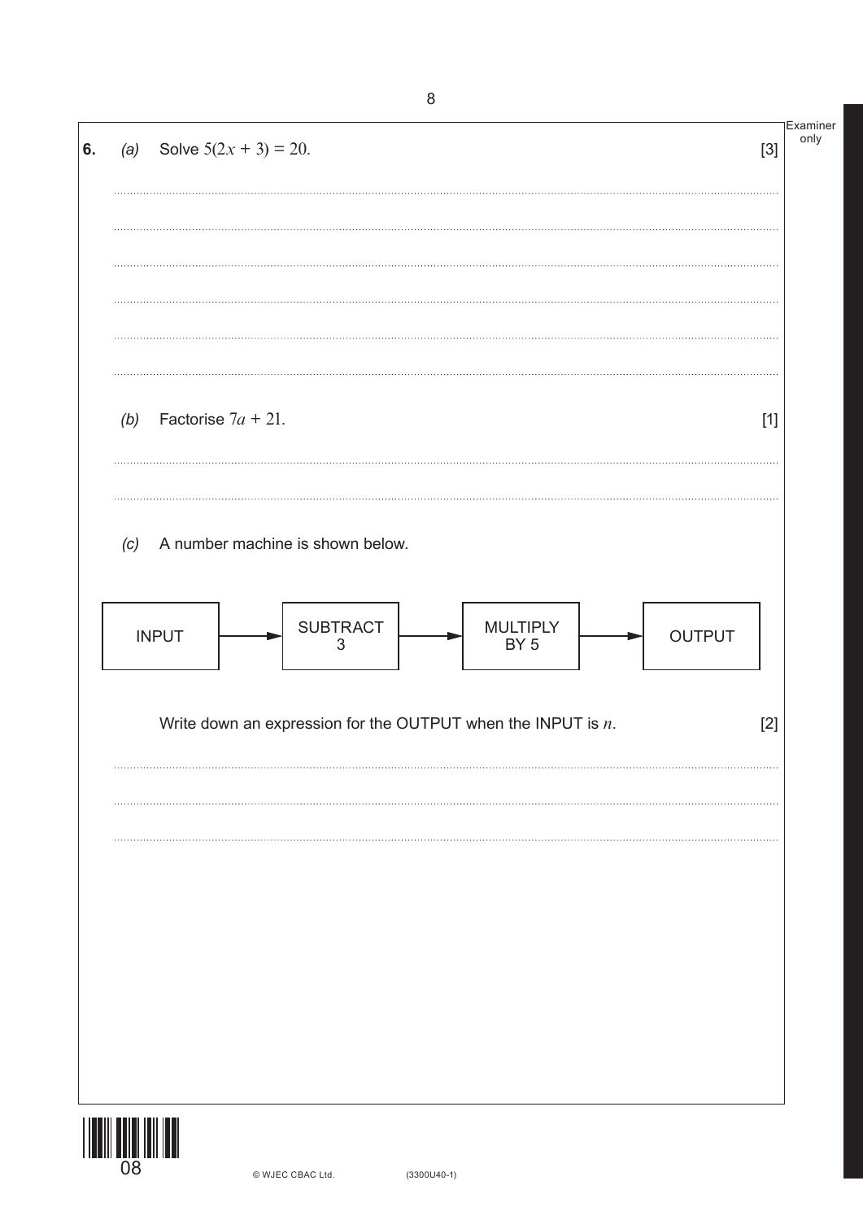**6.** *(a)* Solve $5(2x + 3) = 20$. [3]

*(b)* Factorise $7a + 21$. [1]

*(c)* A number machine is shown below.

INPUT → SUBTRACT 3 → MULTIPLY BY 5 → OUTPUT

Write down an expression for the OUTPUT when the INPUT is $n$. [2]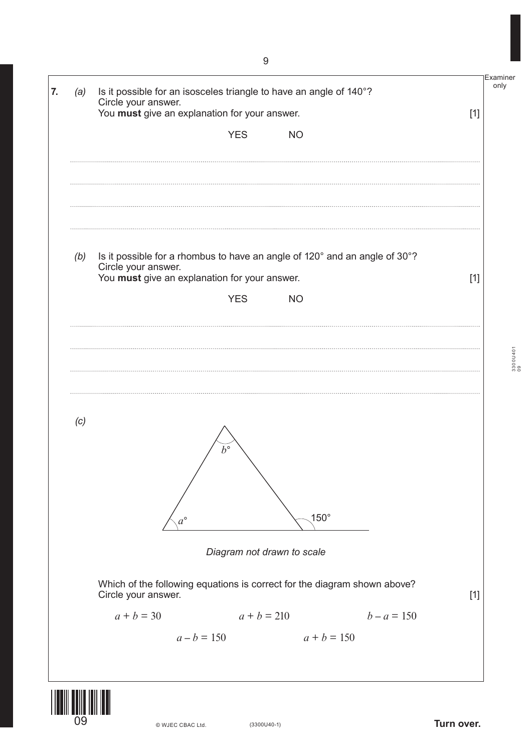**7.** *(a)* Is it possible for an isosceles triangle to have an angle of 140°?
Circle your answer.
You **must** give an explanation for your answer. [1]

YES NO

..............................................................................................................................................

..............................................................................................................................................

..............................................................................................................................................

..............................................................................................................................................

*(b)* Is it possible for a rhombus to have an angle of 120° and an angle of 30°?
Circle your answer.
You **must** give an explanation for your answer. [1]

YES NO

..............................................................................................................................................

..............................................................................................................................................

..............................................................................................................................................

..............................................................................................................................................

*(c)*

*Diagram not drawn to scale*

Which of the following equations is correct for the diagram shown above?
Circle your answer. [1]

$a + b = 30$ $a + b = 210$ $b - a = 150$

$a - b = 150$ $a + b = 150$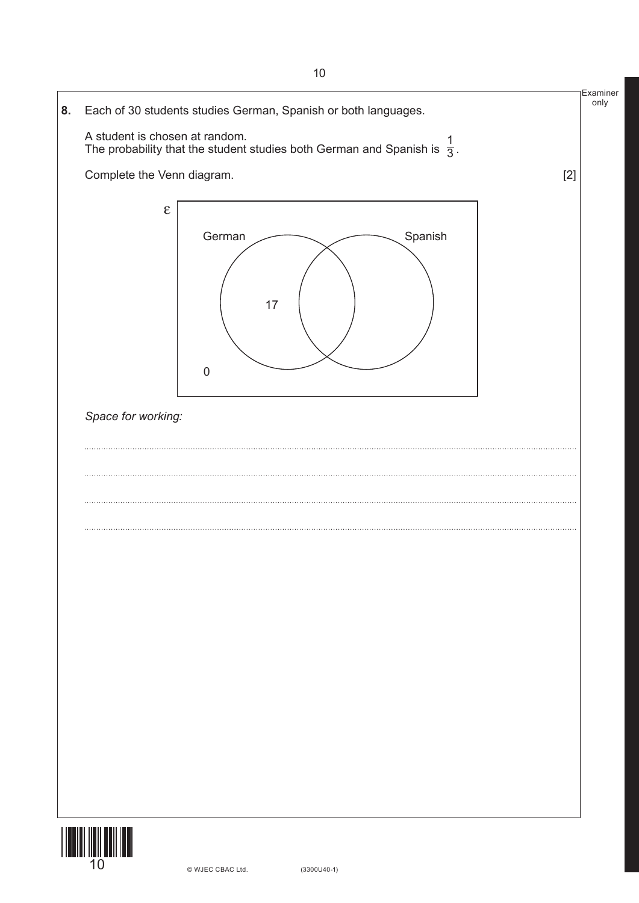**8.** Each of 30 students studies German, Spanish or both languages.

A student is chosen at random.
The probability that the student studies both German and Spanish is $\frac{1}{3}$.

Complete the Venn diagram. [2]

ε

German | Spanish

17

0

*Space for working:*

..............................................................................................................................................................

..............................................................................................................................................................

..............................................................................................................................................................

..............................................................................................................................................................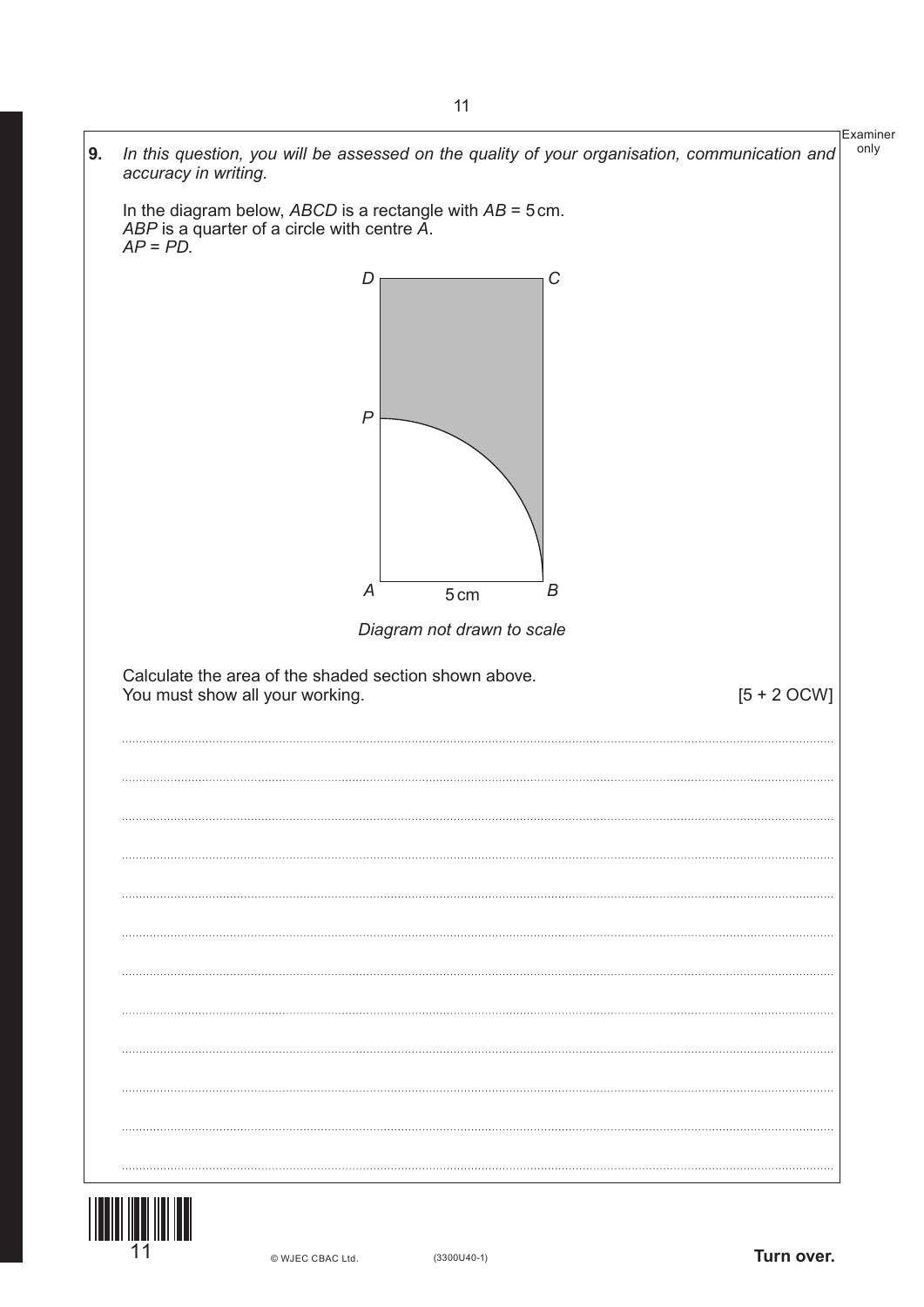**9.** *In this question, you will be assessed on the quality of your organisation, communication and accuracy in writing.*

In the diagram below, $ABCD$ is a rectangle with $AB = 5$ cm.
$ABP$ is a quarter of a circle with centre $A$.
$AP = PD$.

*Diagram not drawn to scale*

Calculate the area of the shaded section shown above.
You must show all your working. [5 + 2 OCW]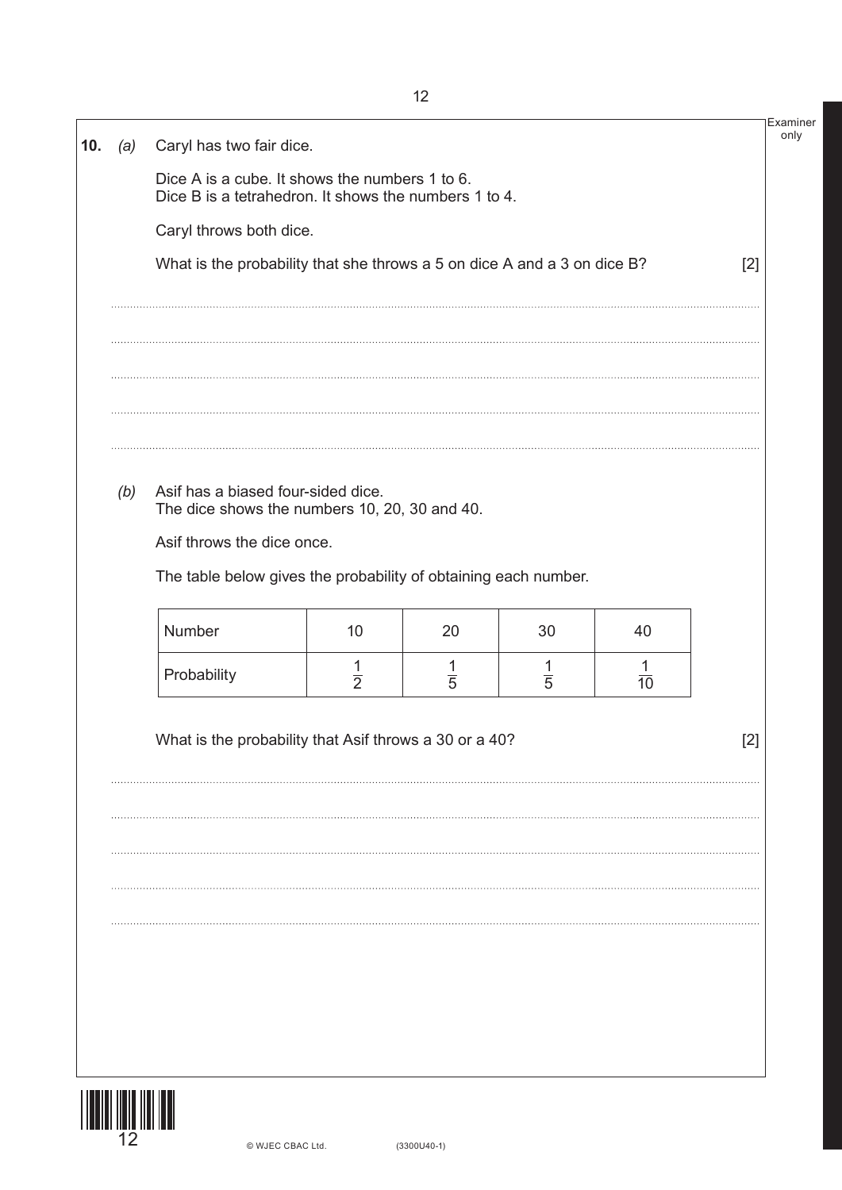**10.** *(a)* Caryl has two fair dice.

Dice A is a cube. It shows the numbers 1 to 6.
Dice B is a tetrahedron. It shows the numbers 1 to 4.

Caryl throws both dice.

What is the probability that she throws a 5 on dice A and a 3 on dice B? [2]

*(b)* Asif has a biased four-sided dice.
The dice shows the numbers 10, 20, 30 and 40.

Asif throws the dice once.

The table below gives the probability of obtaining each number.

| Number | 10 | 20 | 30 | 40 |
|---|---|---|---|---|
| Probability | $\frac{1}{2}$ | $\frac{1}{5}$ | $\frac{1}{5}$ | $\frac{1}{10}$ |

What is the probability that Asif throws a 30 or a 40? [2]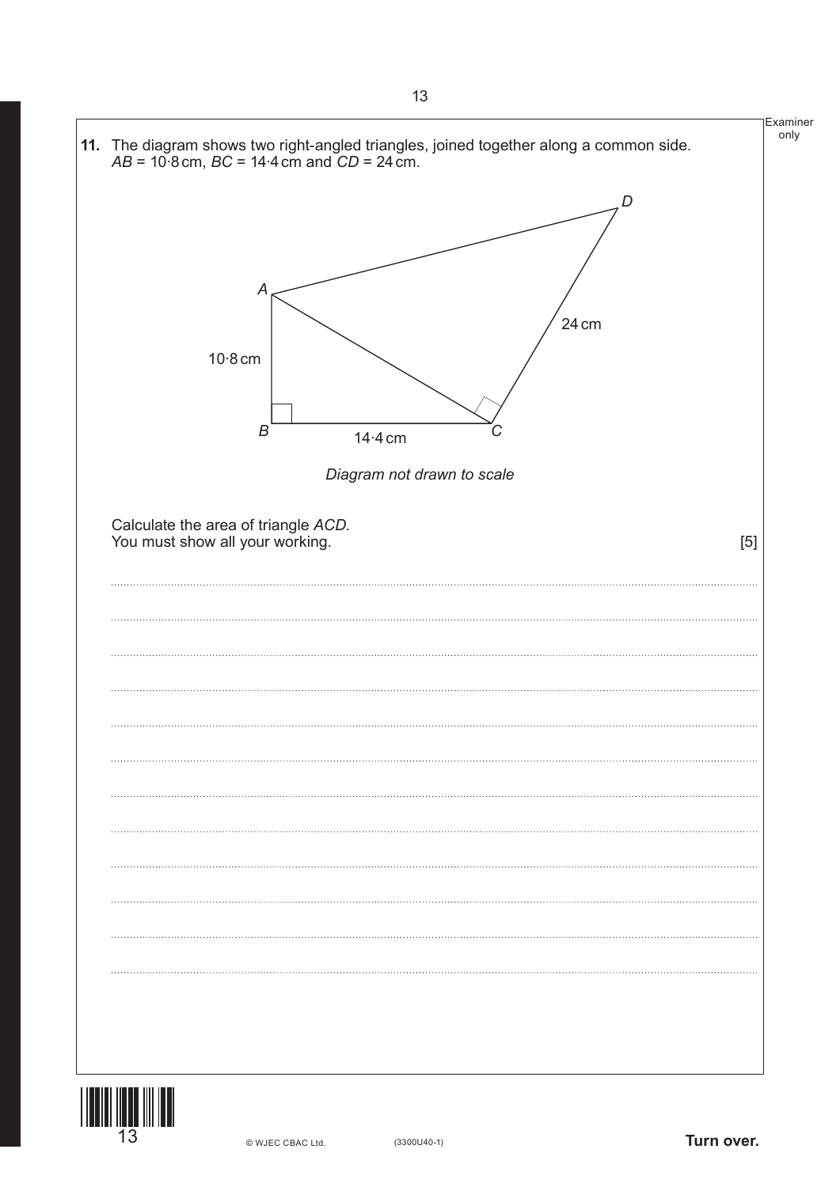**11.** The diagram shows two right-angled triangles, joined together along a common side.
$AB = 10{\cdot}8$ cm, $BC = 14{\cdot}4$ cm and $CD = 24$ cm.

*Diagram not drawn to scale*

Calculate the area of triangle $ACD$.
You must show all your working. [5]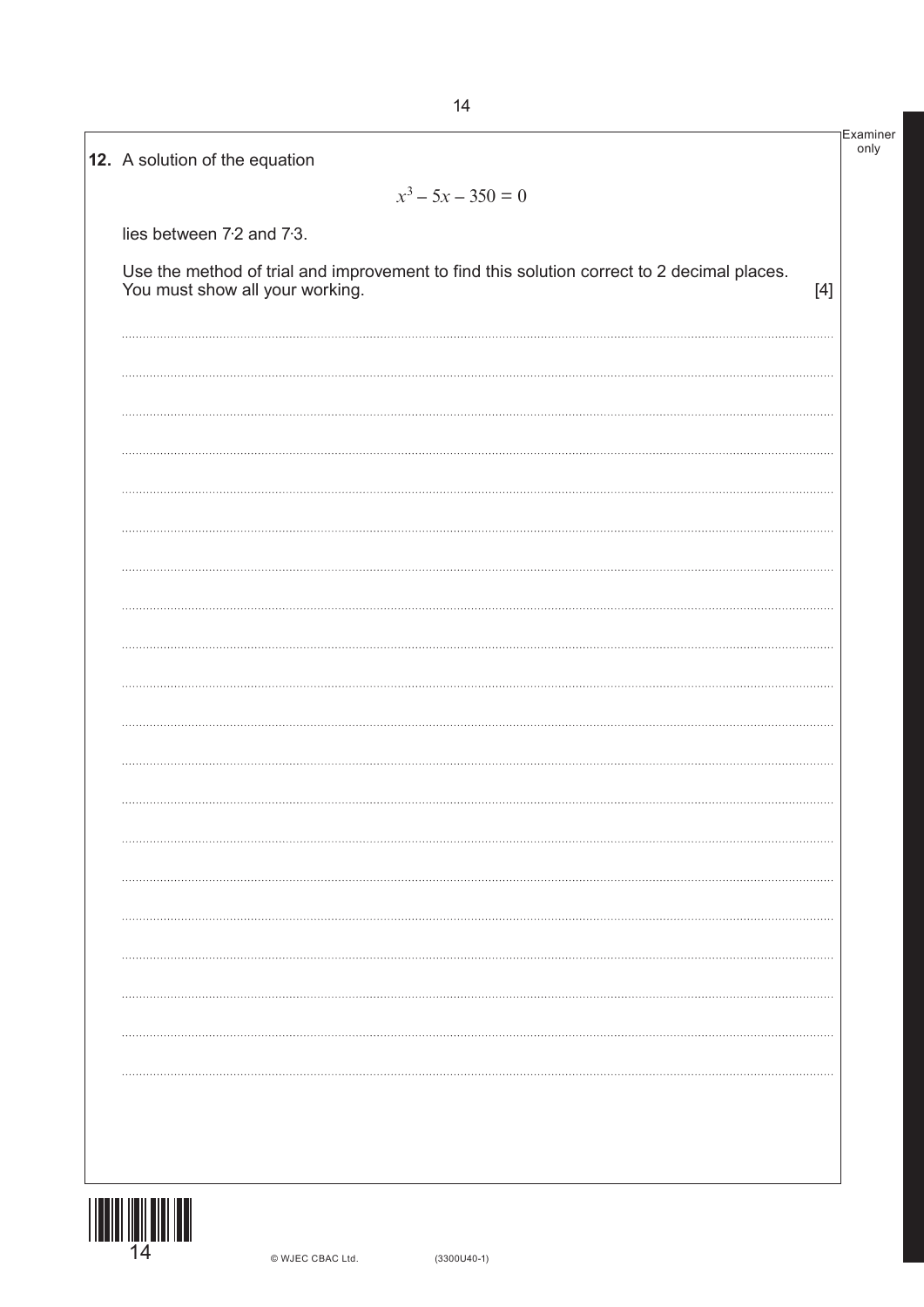**12.** A solution of the equation

$$x^3 - 5x - 350 = 0$$

lies between 7·2 and 7·3.

Use the method of trial and improvement to find this solution correct to 2 decimal places.
You must show all your working. [4]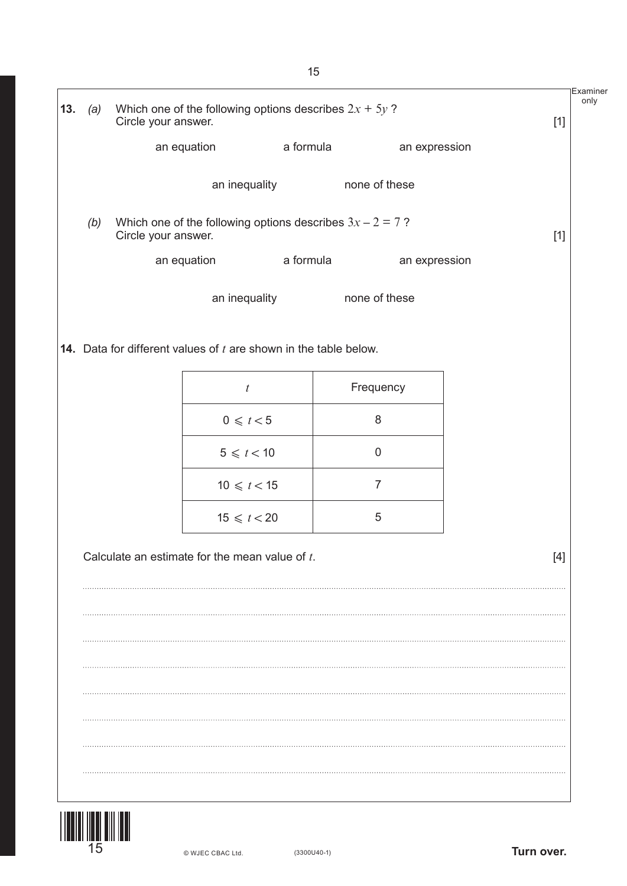**13.** *(a)* Which one of the following options describes $2x + 5y$ ?
Circle your answer. [1]

an equation &emsp; a formula &emsp; an expression

an inequality &emsp; none of these

*(b)* Which one of the following options describes $3x - 2 = 7$ ?
Circle your answer. [1]

an equation &emsp; a formula &emsp; an expression

an inequality &emsp; none of these

**14.** Data for different values of $t$ are shown in the table below.

| $t$ | Frequency |
|---|---|
| $0 \leqslant t < 5$ | 8 |
| $5 \leqslant t < 10$ | 0 |
| $10 \leqslant t < 15$ | 7 |
| $15 \leqslant t < 20$ | 5 |

Calculate an estimate for the mean value of $t$. [4]

.....................................................................................................................................................

.....................................................................................................................................................

.....................................................................................................................................................

.....................................................................................................................................................

.....................................................................................................................................................

.....................................................................................................................................................

.....................................................................................................................................................

.....................................................................................................................................................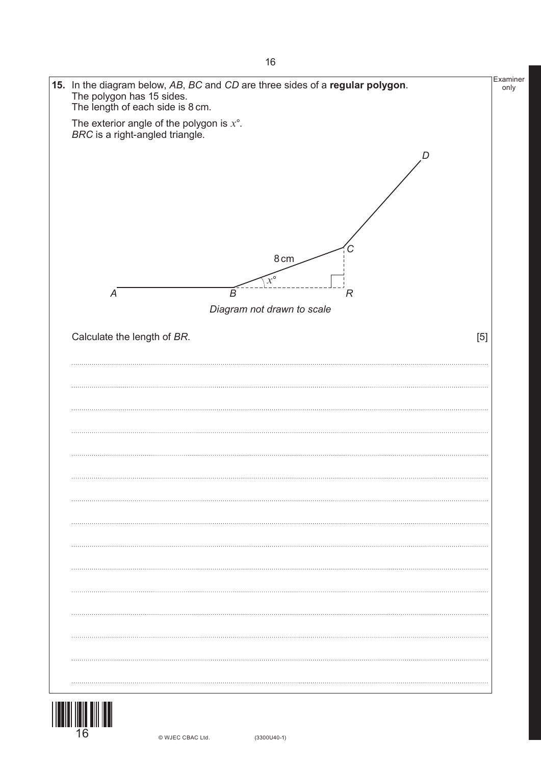**15.** In the diagram below, $AB$, $BC$ and $CD$ are three sides of a **regular polygon**.
The polygon has 15 sides.
The length of each side is 8 cm.

The exterior angle of the polygon is $x°$.
$BRC$ is a right-angled triangle.

*Diagram not drawn to scale*

Calculate the length of $BR$. [5]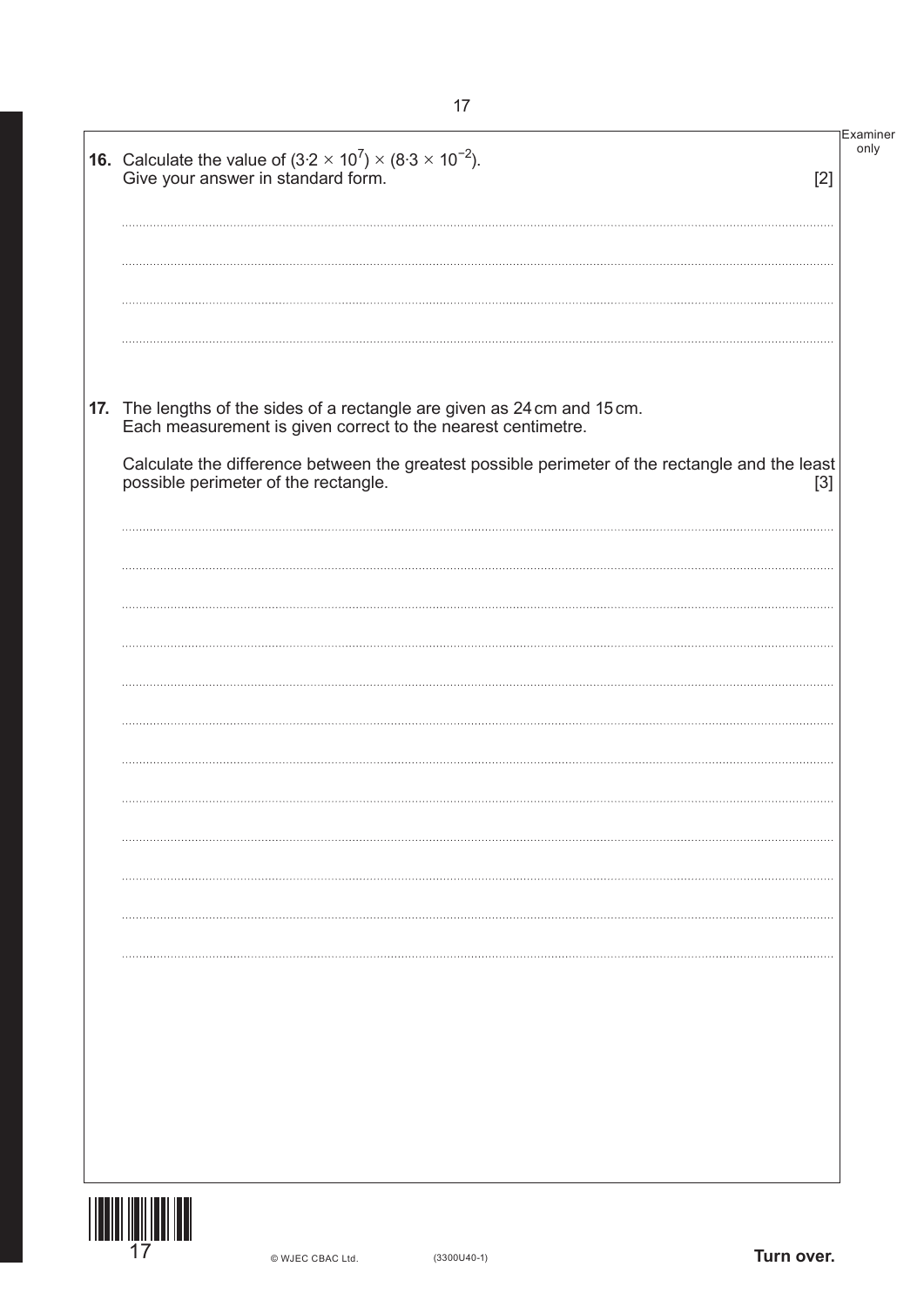**16.** Calculate the value of $(3{\cdot}2 \times 10^7) \times (8{\cdot}3 \times 10^{-2})$.
Give your answer in standard form. [2]

**17.** The lengths of the sides of a rectangle are given as 24 cm and 15 cm.
Each measurement is given correct to the nearest centimetre.

Calculate the difference between the greatest possible perimeter of the rectangle and the least possible perimeter of the rectangle. [3]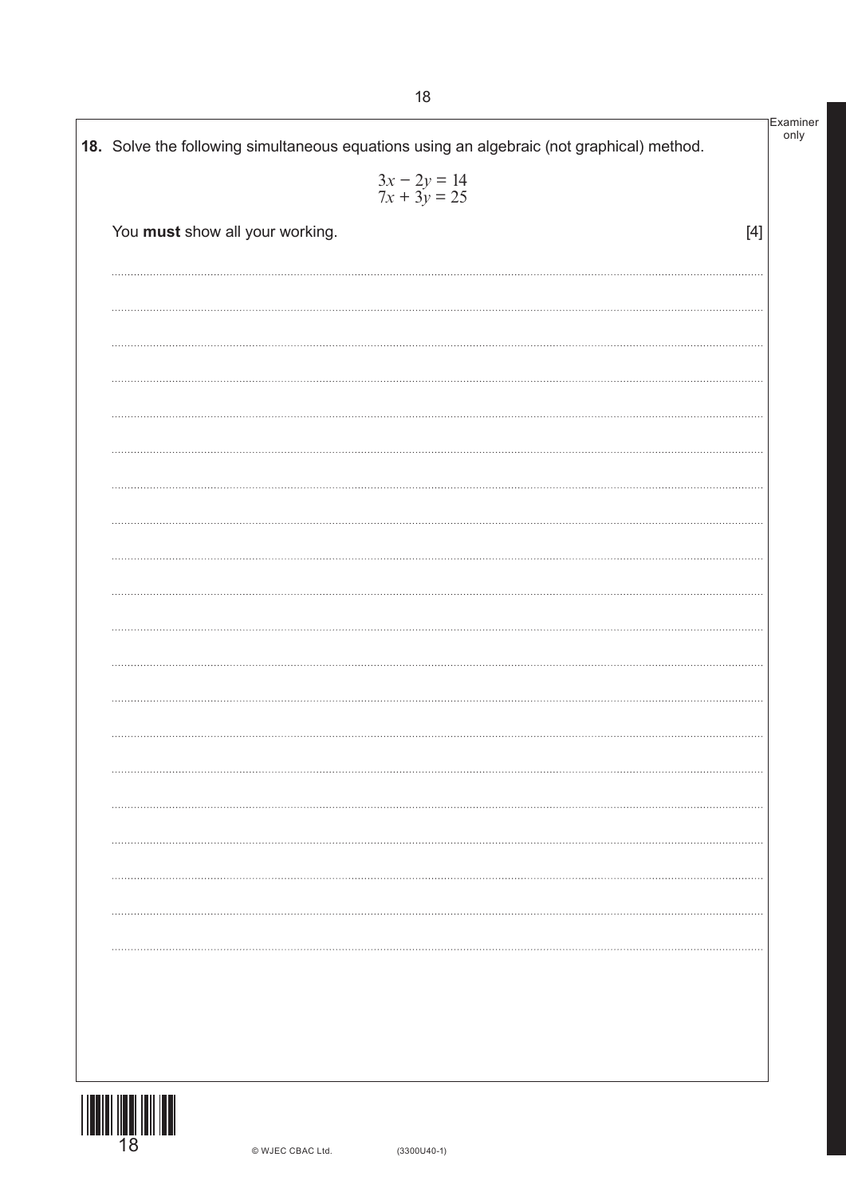**18.** Solve the following simultaneous equations using an algebraic (not graphical) method.

$$3x - 2y = 14$$
$$7x + 3y = 25$$

You **must** show all your working. [4]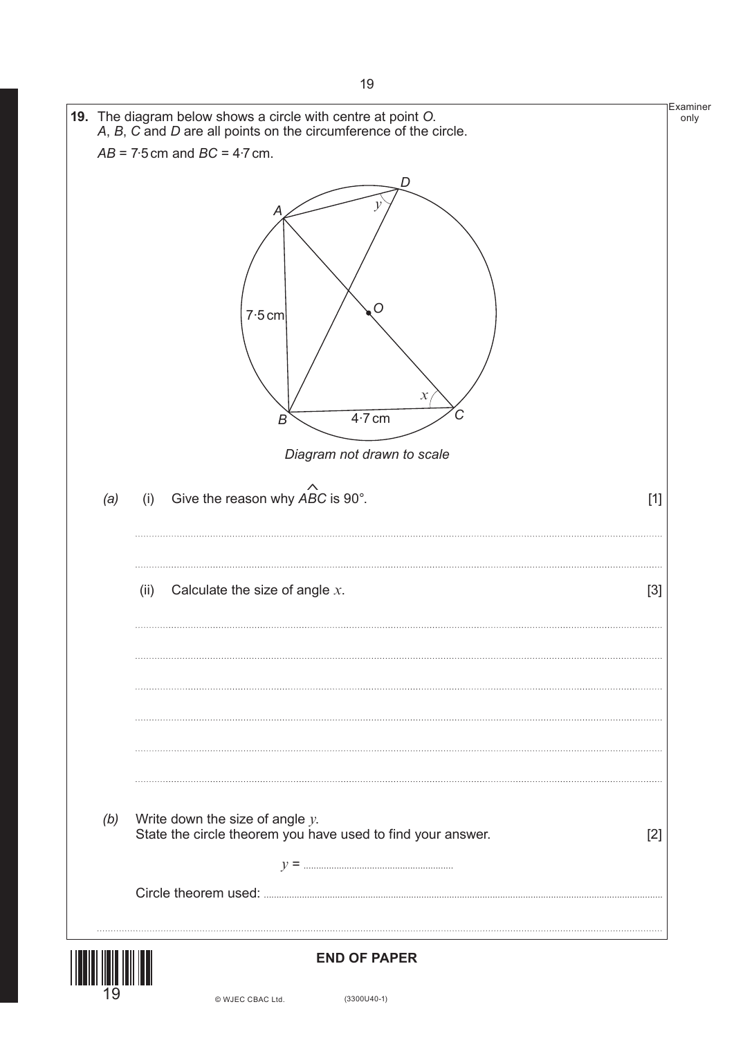**19.** The diagram below shows a circle with centre at point *O*.
*A*, *B*, *C* and *D* are all points on the circumference of the circle.

$AB = 7{\cdot}5$ cm and $BC = 4{\cdot}7$ cm.

*Diagram not drawn to scale*

*(a)* (i) Give the reason why $A\hat{B}C$ is 90°. [1]

..............................................................................................................................................

..............................................................................................................................................

(ii) Calculate the size of angle $x$. [3]

..............................................................................................................................................

..............................................................................................................................................

..............................................................................................................................................

..............................................................................................................................................

..............................................................................................................................................

..............................................................................................................................................

*(b)* Write down the size of angle $y$.
State the circle theorem you have used to find your answer. [2]

$y$ = ..............................................

Circle theorem used: ..............................................................................................................

..............................................................................................................................................

**END OF PAPER**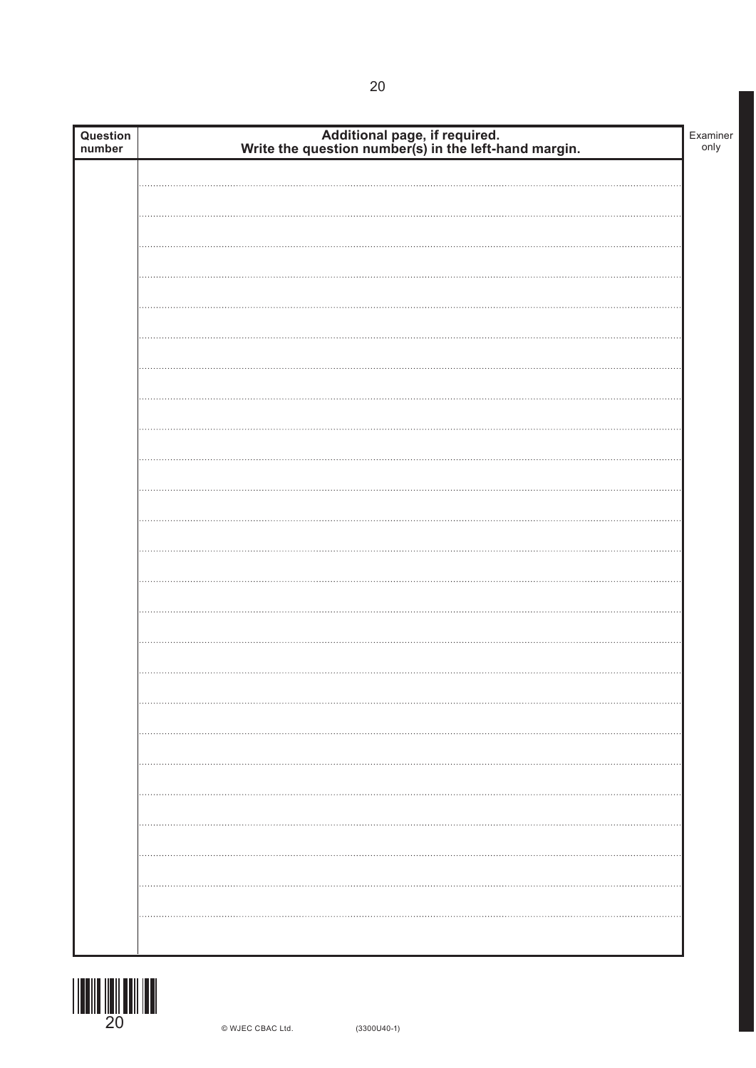| Question number | Additional page, if required. Write the question number(s) in the left-hand margin. |
| --- | --- |
| | |

Examiner only

© WJEC CBAC Ltd. (3300U40-1)